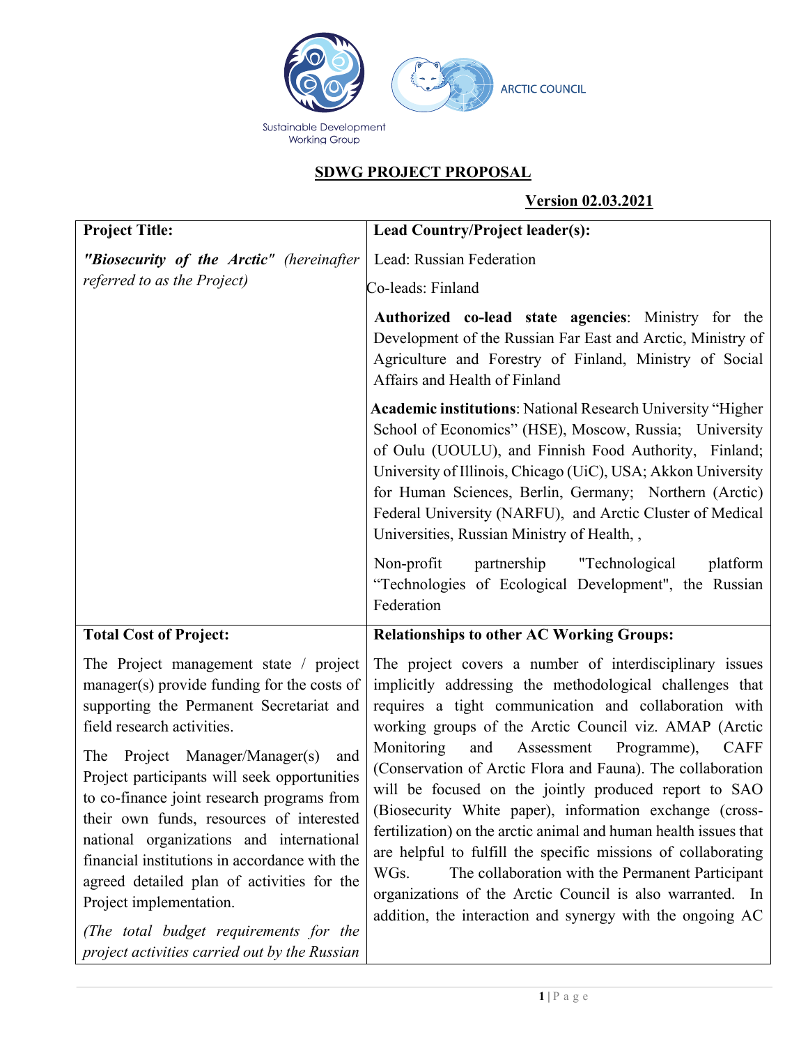Sustainable Development Working Group

ARCTIC COUNCIL

## SDWG PROJECT PROPOSAL

**Version 02.03.2021**

| **Project Title:** | **Lead Country/Project leader(s):** |
|---|---|
| ***"Biosecurity of the Arctic"*** *(hereinafter referred to as the Project)* | Lead: Russian Federation<br><br>Co-leads: Finland<br><br>**Authorized co-lead state agencies**: Ministry for the Development of the Russian Far East and Arctic, Ministry of Agriculture and Forestry of Finland, Ministry of Social Affairs and Health of Finland<br><br>**Academic institutions**: National Research University "Higher School of Economics" (HSE), Moscow, Russia; University of Oulu (UOULU), and Finnish Food Authority, Finland; University of Illinois, Chicago (UiC), USA; Akkon University for Human Sciences, Berlin, Germany; Northern (Arctic) Federal University (NARFU), and Arctic Cluster of Medical Universities, Russian Ministry of Health, ,<br><br>Non-profit partnership "Technological platform "Technologies of Ecological Development", the Russian Federation |
| **Total Cost of Project:** | **Relationships to other AC Working Groups:** |
| The Project management state / project manager(s) provide funding for the costs of supporting the Permanent Secretariat and field research activities.<br><br>The Project Manager/Manager(s) and Project participants will seek opportunities to co-finance joint research programs from their own funds, resources of interested national organizations and international financial institutions in accordance with the agreed detailed plan of activities for the Project implementation.<br><br>*(The total budget requirements for the project activities carried out by the Russian* | The project covers a number of interdisciplinary issues implicitly addressing the methodological challenges that requires a tight communication and collaboration with working groups of the Arctic Council viz. AMAP (Arctic Monitoring and Assessment Programme), CAFF (Conservation of Arctic Flora and Fauna). The collaboration will be focused on the jointly produced report to SAO (Biosecurity White paper), information exchange (cross-fertilization) on the arctic animal and human health issues that are helpful to fulfill the specific missions of collaborating WGs. The collaboration with the Permanent Participant organizations of the Arctic Council is also warranted. In addition, the interaction and synergy with the ongoing AC |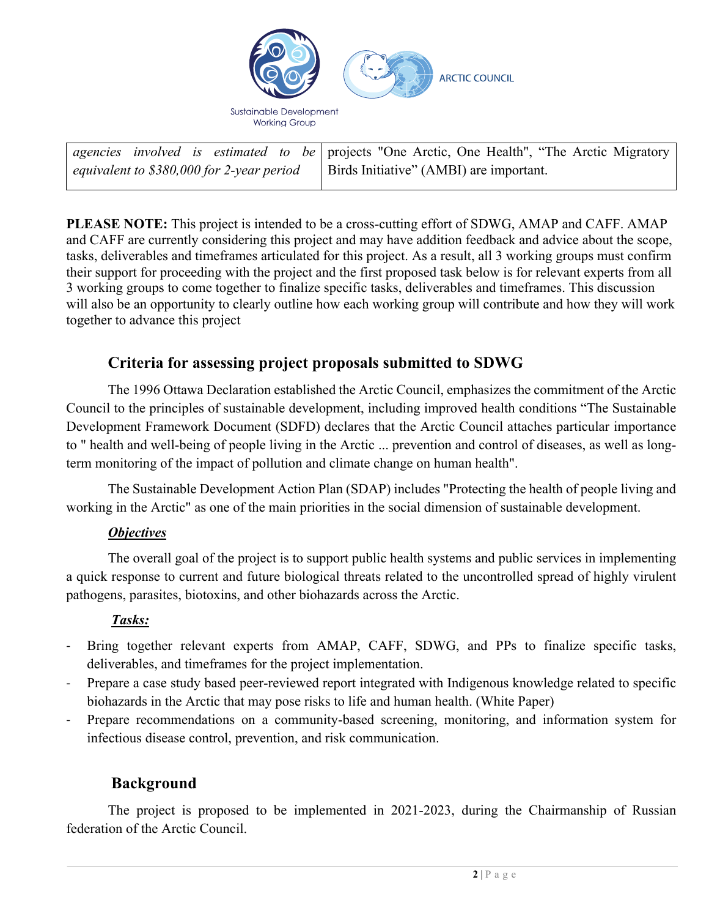| *agencies involved is estimated to be equivalent to $380,000 for 2-year period* | projects "One Arctic, One Health", "The Arctic Migratory Birds Initiative" (AMBI) are important. |
|---|---|

**PLEASE NOTE:** This project is intended to be a cross-cutting effort of SDWG, AMAP and CAFF. AMAP and CAFF are currently considering this project and may have addition feedback and advice about the scope, tasks, deliverables and timeframes articulated for this project. As a result, all 3 working groups must confirm their support for proceeding with the project and the first proposed task below is for relevant experts from all 3 working groups to come together to finalize specific tasks, deliverables and timeframes. This discussion will also be an opportunity to clearly outline how each working group will contribute and how they will work together to advance this project

## Criteria for assessing project proposals submitted to SDWG

The 1996 Ottawa Declaration established the Arctic Council, emphasizes the commitment of the Arctic Council to the principles of sustainable development, including improved health conditions "The Sustainable Development Framework Document (SDFD) declares that the Arctic Council attaches particular importance to " health and well-being of people living in the Arctic ... prevention and control of diseases, as well as long-term monitoring of the impact of pollution and climate change on human health".

The Sustainable Development Action Plan (SDAP) includes "Protecting the health of people living and working in the Arctic" as one of the main priorities in the social dimension of sustainable development.

***Objectives***

The overall goal of the project is to support public health systems and public services in implementing a quick response to current and future biological threats related to the uncontrolled spread of highly virulent pathogens, parasites, biotoxins, and other biohazards across the Arctic.

***Tasks:***

- Bring together relevant experts from AMAP, CAFF, SDWG, and PPs to finalize specific tasks, deliverables, and timeframes for the project implementation.
- Prepare a case study based peer-reviewed report integrated with Indigenous knowledge related to specific biohazards in the Arctic that may pose risks to life and human health. (White Paper)
- Prepare recommendations on a community-based screening, monitoring, and information system for infectious disease control, prevention, and risk communication.

## Background

The project is proposed to be implemented in 2021-2023, during the Chairmanship of Russian federation of the Arctic Council.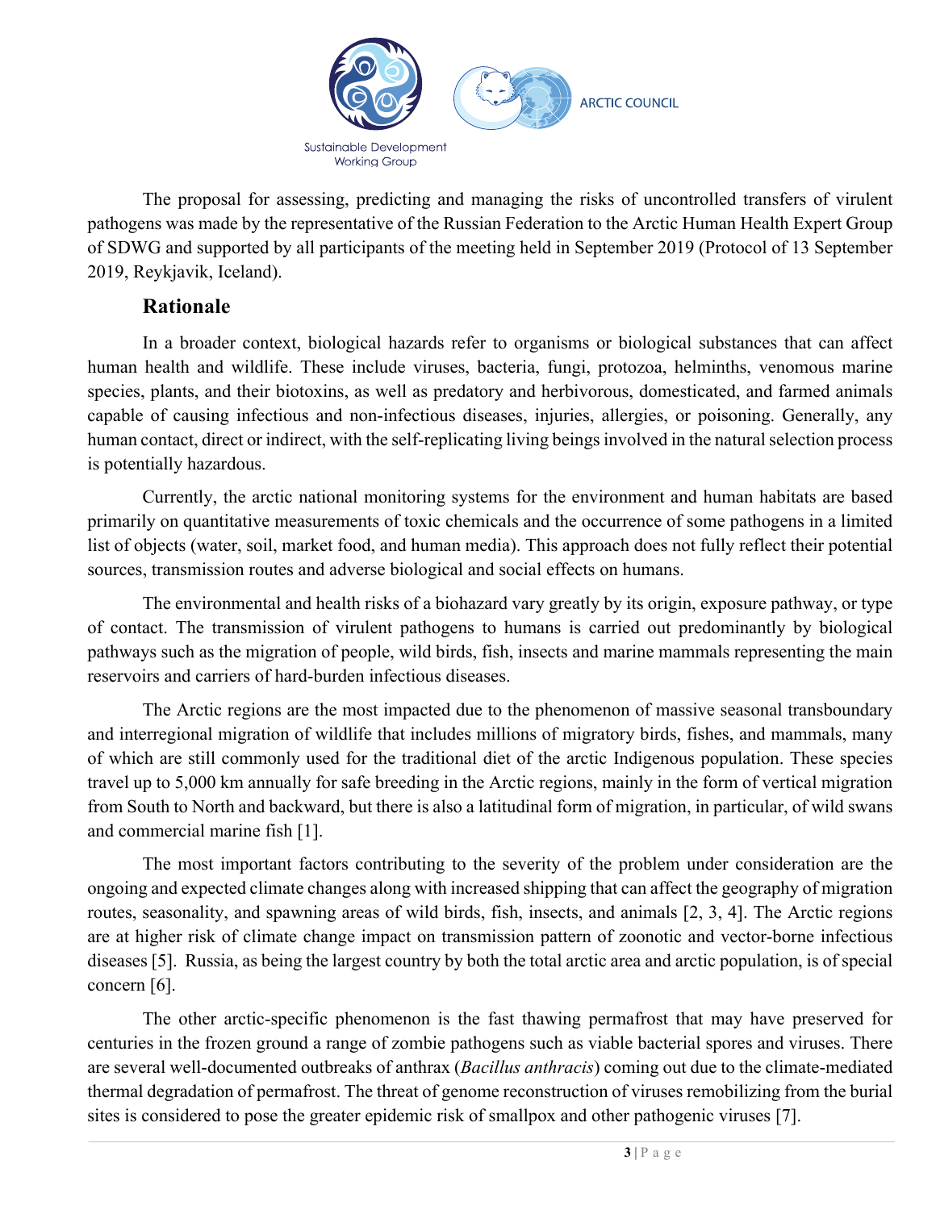The proposal for assessing, predicting and managing the risks of uncontrolled transfers of virulent pathogens was made by the representative of the Russian Federation to the Arctic Human Health Expert Group of SDWG and supported by all participants of the meeting held in September 2019 (Protocol of 13 September 2019, Reykjavik, Iceland).

## Rationale

In a broader context, biological hazards refer to organisms or biological substances that can affect human health and wildlife. These include viruses, bacteria, fungi, protozoa, helminths, venomous marine species, plants, and their biotoxins, as well as predatory and herbivorous, domesticated, and farmed animals capable of causing infectious and non-infectious diseases, injuries, allergies, or poisoning. Generally, any human contact, direct or indirect, with the self-replicating living beings involved in the natural selection process is potentially hazardous.

Currently, the arctic national monitoring systems for the environment and human habitats are based primarily on quantitative measurements of toxic chemicals and the occurrence of some pathogens in a limited list of objects (water, soil, market food, and human media). This approach does not fully reflect their potential sources, transmission routes and adverse biological and social effects on humans.

The environmental and health risks of a biohazard vary greatly by its origin, exposure pathway, or type of contact. The transmission of virulent pathogens to humans is carried out predominantly by biological pathways such as the migration of people, wild birds, fish, insects and marine mammals representing the main reservoirs and carriers of hard-burden infectious diseases.

The Arctic regions are the most impacted due to the phenomenon of massive seasonal transboundary and interregional migration of wildlife that includes millions of migratory birds, fishes, and mammals, many of which are still commonly used for the traditional diet of the arctic Indigenous population. These species travel up to 5,000 km annually for safe breeding in the Arctic regions, mainly in the form of vertical migration from South to North and backward, but there is also a latitudinal form of migration, in particular, of wild swans and commercial marine fish [1].

The most important factors contributing to the severity of the problem under consideration are the ongoing and expected climate changes along with increased shipping that can affect the geography of migration routes, seasonality, and spawning areas of wild birds, fish, insects, and animals [2, 3, 4]. The Arctic regions are at higher risk of climate change impact on transmission pattern of zoonotic and vector-borne infectious diseases [5]. Russia, as being the largest country by both the total arctic area and arctic population, is of special concern [6].

The other arctic-specific phenomenon is the fast thawing permafrost that may have preserved for centuries in the frozen ground a range of zombie pathogens such as viable bacterial spores and viruses. There are several well-documented outbreaks of anthrax (*Bacillus anthracis*) coming out due to the climate-mediated thermal degradation of permafrost. The threat of genome reconstruction of viruses remobilizing from the burial sites is considered to pose the greater epidemic risk of smallpox and other pathogenic viruses [7].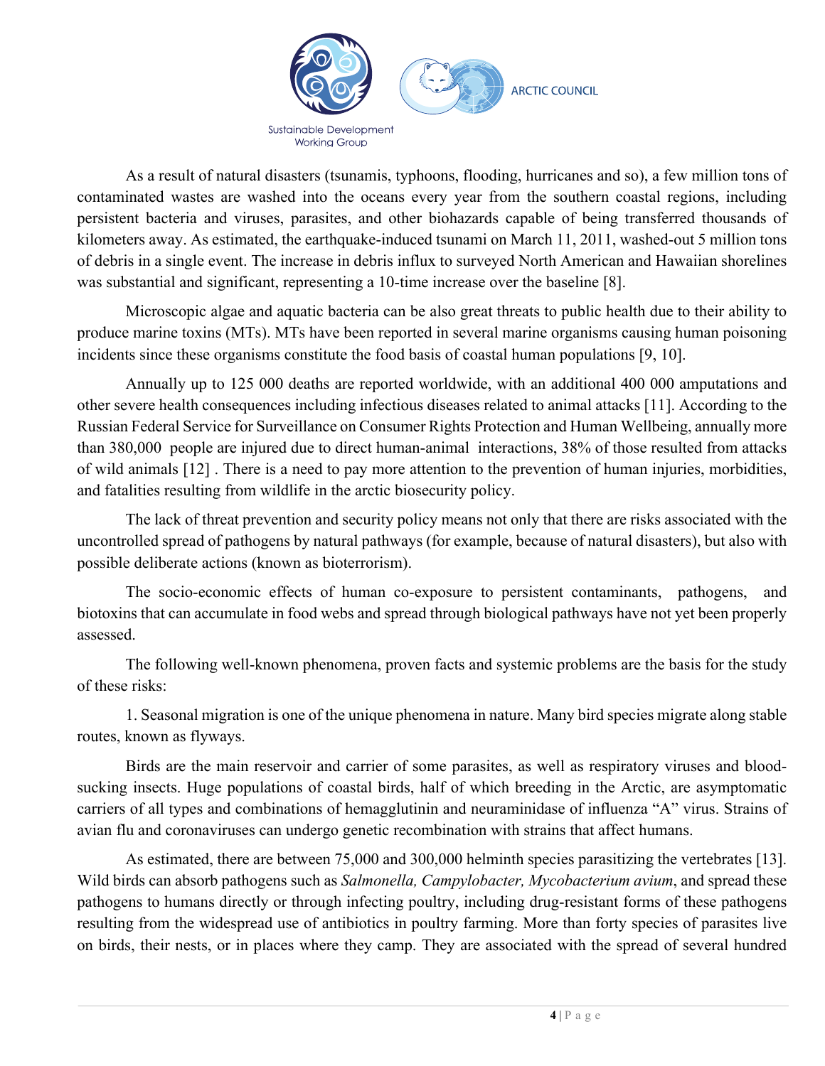As a result of natural disasters (tsunamis, typhoons, flooding, hurricanes and so), a few million tons of contaminated wastes are washed into the oceans every year from the southern coastal regions, including persistent bacteria and viruses, parasites, and other biohazards capable of being transferred thousands of kilometers away. As estimated, the earthquake-induced tsunami on March 11, 2011, washed-out 5 million tons of debris in a single event. The increase in debris influx to surveyed North American and Hawaiian shorelines was substantial and significant, representing a 10-time increase over the baseline [8].

Microscopic algae and aquatic bacteria can be also great threats to public health due to their ability to produce marine toxins (MTs). MTs have been reported in several marine organisms causing human poisoning incidents since these organisms constitute the food basis of coastal human populations [9, 10].

Annually up to 125 000 deaths are reported worldwide, with an additional 400 000 amputations and other severe health consequences including infectious diseases related to animal attacks [11]. According to the Russian Federal Service for Surveillance on Consumer Rights Protection and Human Wellbeing, annually more than 380,000 people are injured due to direct human-animal interactions, 38% of those resulted from attacks of wild animals [12] . There is a need to pay more attention to the prevention of human injuries, morbidities, and fatalities resulting from wildlife in the arctic biosecurity policy.

The lack of threat prevention and security policy means not only that there are risks associated with the uncontrolled spread of pathogens by natural pathways (for example, because of natural disasters), but also with possible deliberate actions (known as bioterrorism).

The socio-economic effects of human co-exposure to persistent contaminants, pathogens, and biotoxins that can accumulate in food webs and spread through biological pathways have not yet been properly assessed.

The following well-known phenomena, proven facts and systemic problems are the basis for the study of these risks:

1. Seasonal migration is one of the unique phenomena in nature. Many bird species migrate along stable routes, known as flyways.

Birds are the main reservoir and carrier of some parasites, as well as respiratory viruses and blood-sucking insects. Huge populations of coastal birds, half of which breeding in the Arctic, are asymptomatic carriers of all types and combinations of hemagglutinin and neuraminidase of influenza "A" virus. Strains of avian flu and coronaviruses can undergo genetic recombination with strains that affect humans.

As estimated, there are between 75,000 and 300,000 helminth species parasitizing the vertebrates [13]. Wild birds can absorb pathogens such as *Salmonella, Campylobacter, Mycobacterium avium*, and spread these pathogens to humans directly or through infecting poultry, including drug-resistant forms of these pathogens resulting from the widespread use of antibiotics in poultry farming. More than forty species of parasites live on birds, their nests, or in places where they camp. They are associated with the spread of several hundred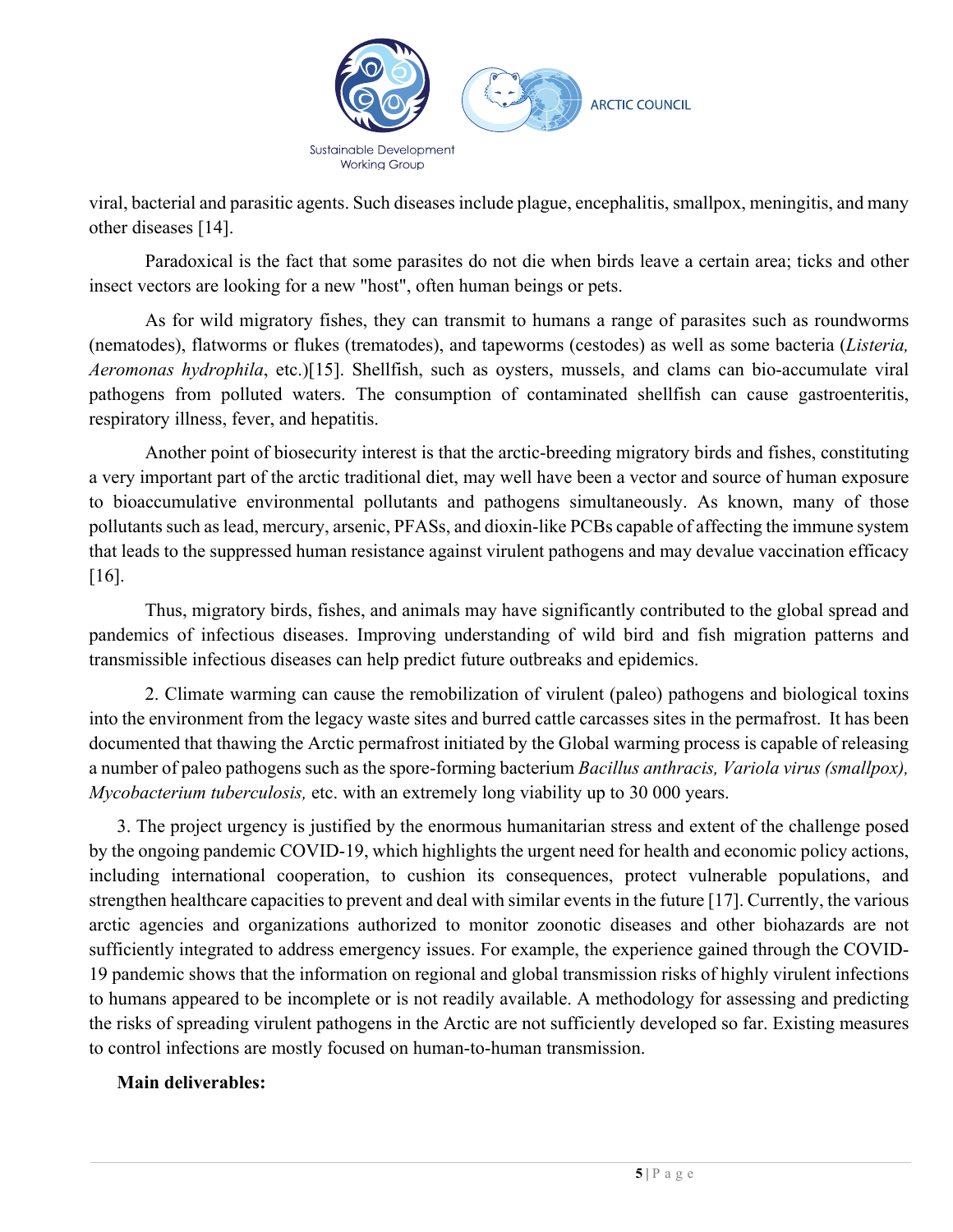viral, bacterial and parasitic agents. Such diseases include plague, encephalitis, smallpox, meningitis, and many other diseases [14].

Paradoxical is the fact that some parasites do not die when birds leave a certain area; ticks and other insect vectors are looking for a new "host", often human beings or pets.

As for wild migratory fishes, they can transmit to humans a range of parasites such as roundworms (nematodes), flatworms or flukes (trematodes), and tapeworms (cestodes) as well as some bacteria (*Listeria, Aeromonas hydrophila*, etc.)[15]. Shellfish, such as oysters, mussels, and clams can bio-accumulate viral pathogens from polluted waters. The consumption of contaminated shellfish can cause gastroenteritis, respiratory illness, fever, and hepatitis.

Another point of biosecurity interest is that the arctic-breeding migratory birds and fishes, constituting a very important part of the arctic traditional diet, may well have been a vector and source of human exposure to bioaccumulative environmental pollutants and pathogens simultaneously. As known, many of those pollutants such as lead, mercury, arsenic, PFASs, and dioxin-like PCBs capable of affecting the immune system that leads to the suppressed human resistance against virulent pathogens and may devalue vaccination efficacy [16].

Thus, migratory birds, fishes, and animals may have significantly contributed to the global spread and pandemics of infectious diseases. Improving understanding of wild bird and fish migration patterns and transmissible infectious diseases can help predict future outbreaks and epidemics.

2. Climate warming can cause the remobilization of virulent (paleo) pathogens and biological toxins into the environment from the legacy waste sites and burred cattle carcasses sites in the permafrost. It has been documented that thawing the Arctic permafrost initiated by the Global warming process is capable of releasing a number of paleo pathogens such as the spore-forming bacterium *Bacillus anthracis, Variola virus (smallpox), Mycobacterium tuberculosis,* etc. with an extremely long viability up to 30 000 years.

3. The project urgency is justified by the enormous humanitarian stress and extent of the challenge posed by the ongoing pandemic COVID-19, which highlights the urgent need for health and economic policy actions, including international cooperation, to cushion its consequences, protect vulnerable populations, and strengthen healthcare capacities to prevent and deal with similar events in the future [17]. Currently, the various arctic agencies and organizations authorized to monitor zoonotic diseases and other biohazards are not sufficiently integrated to address emergency issues. For example, the experience gained through the COVID-19 pandemic shows that the information on regional and global transmission risks of highly virulent infections to humans appeared to be incomplete or is not readily available. A methodology for assessing and predicting the risks of spreading virulent pathogens in the Arctic are not sufficiently developed so far. Existing measures to control infections are mostly focused on human-to-human transmission.

**Main deliverables:**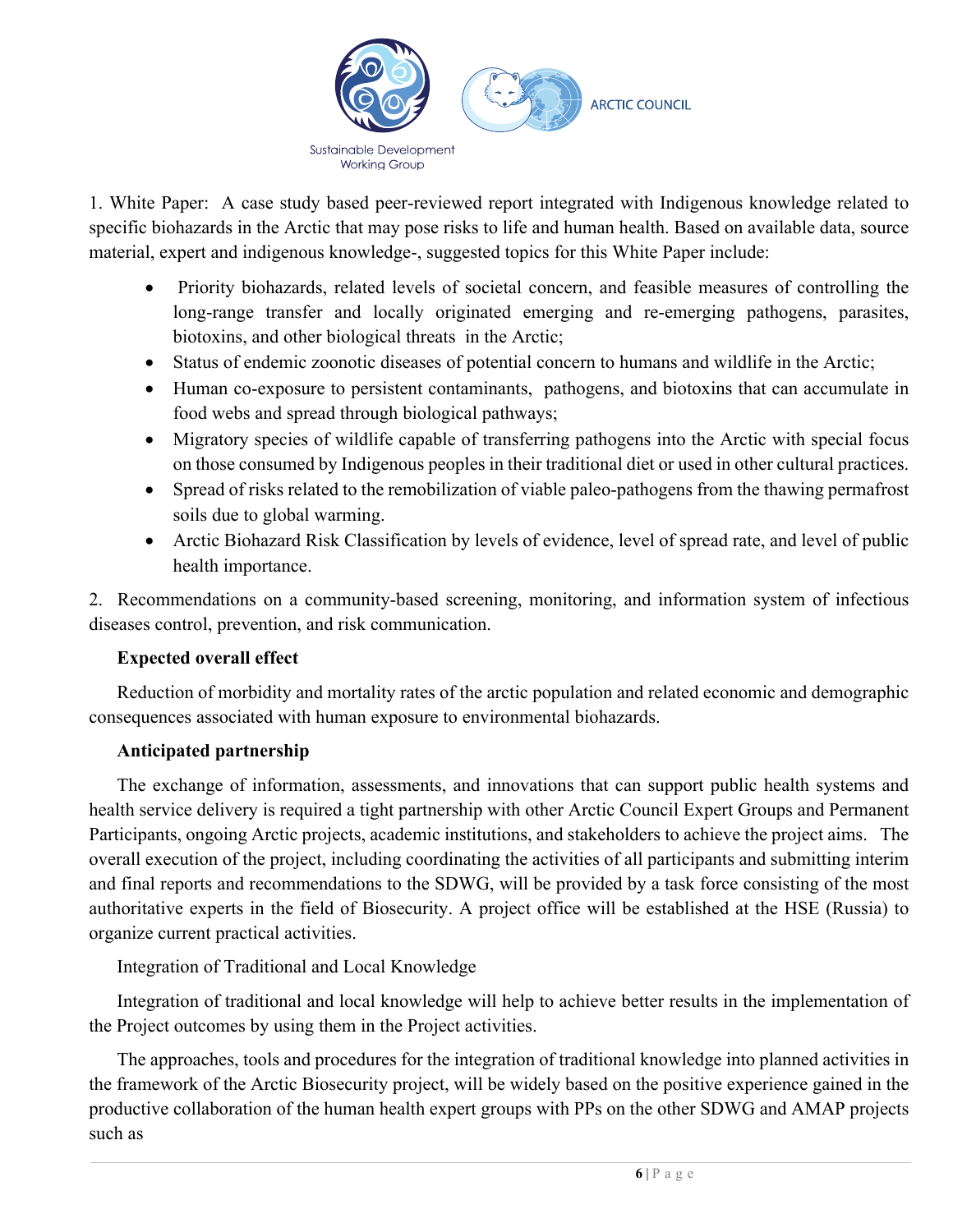1. White Paper: A case study based peer-reviewed report integrated with Indigenous knowledge related to specific biohazards in the Arctic that may pose risks to life and human health. Based on available data, source material, expert and indigenous knowledge-, suggested topics for this White Paper include:

- Priority biohazards, related levels of societal concern, and feasible measures of controlling the long-range transfer and locally originated emerging and re-emerging pathogens, parasites, biotoxins, and other biological threats in the Arctic;
- Status of endemic zoonotic diseases of potential concern to humans and wildlife in the Arctic;
- Human co-exposure to persistent contaminants, pathogens, and biotoxins that can accumulate in food webs and spread through biological pathways;
- Migratory species of wildlife capable of transferring pathogens into the Arctic with special focus on those consumed by Indigenous peoples in their traditional diet or used in other cultural practices.
- Spread of risks related to the remobilization of viable paleo-pathogens from the thawing permafrost soils due to global warming.
- Arctic Biohazard Risk Classification by levels of evidence, level of spread rate, and level of public health importance.

2. Recommendations on a community-based screening, monitoring, and information system of infectious diseases control, prevention, and risk communication.

**Expected overall effect**

Reduction of morbidity and mortality rates of the arctic population and related economic and demographic consequences associated with human exposure to environmental biohazards.

**Anticipated partnership**

The exchange of information, assessments, and innovations that can support public health systems and health service delivery is required a tight partnership with other Arctic Council Expert Groups and Permanent Participants, ongoing Arctic projects, academic institutions, and stakeholders to achieve the project aims. The overall execution of the project, including coordinating the activities of all participants and submitting interim and final reports and recommendations to the SDWG, will be provided by a task force consisting of the most authoritative experts in the field of Biosecurity. A project office will be established at the HSE (Russia) to organize current practical activities.

Integration of Traditional and Local Knowledge

Integration of traditional and local knowledge will help to achieve better results in the implementation of the Project outcomes by using them in the Project activities.

The approaches, tools and procedures for the integration of traditional knowledge into planned activities in the framework of the Arctic Biosecurity project, will be widely based on the positive experience gained in the productive collaboration of the human health expert groups with PPs on the other SDWG and AMAP projects such as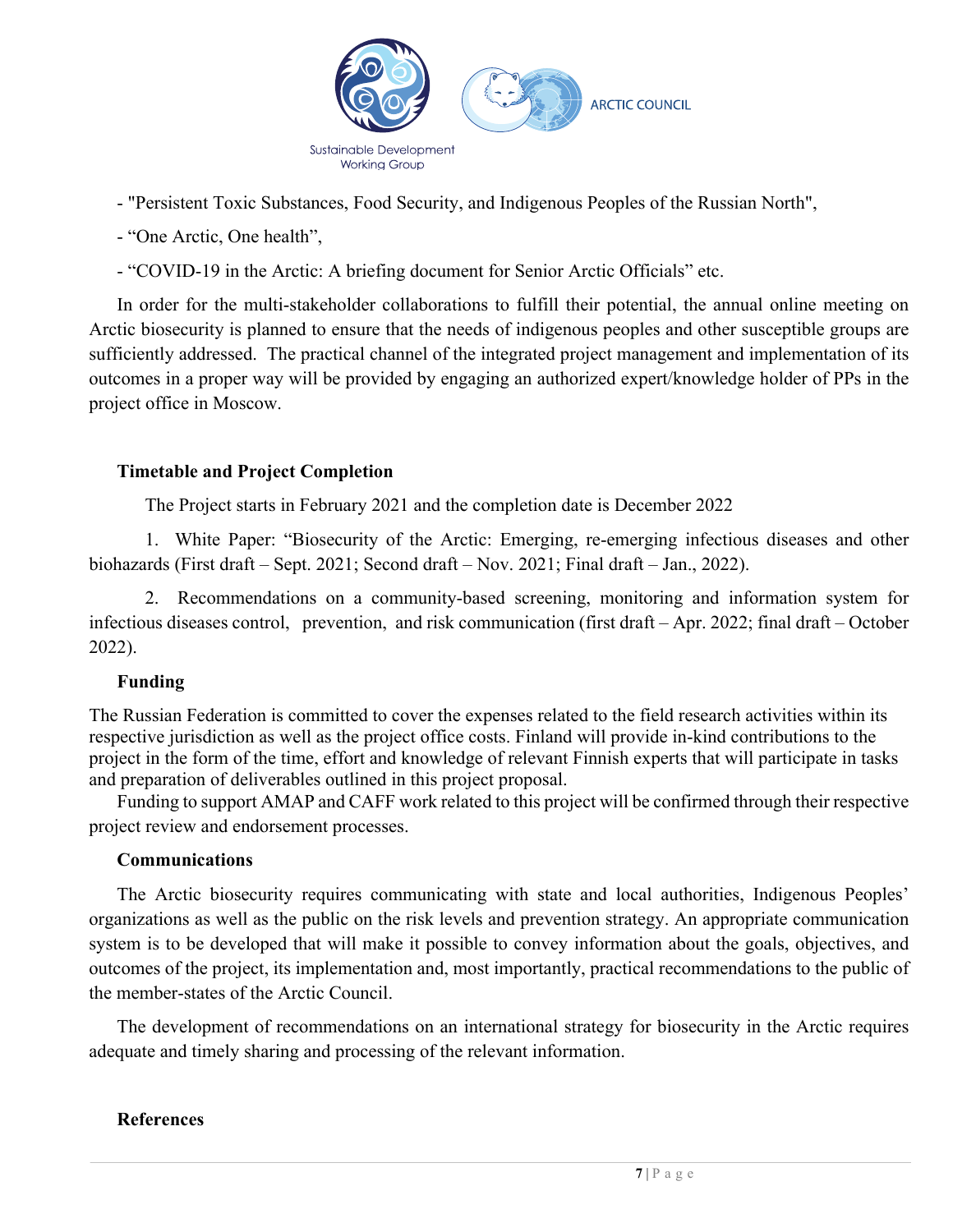- "Persistent Toxic Substances, Food Security, and Indigenous Peoples of the Russian North",

- "One Arctic, One health",

- "COVID-19 in the Arctic: A briefing document for Senior Arctic Officials" etc.

In order for the multi-stakeholder collaborations to fulfill their potential, the annual online meeting on Arctic biosecurity is planned to ensure that the needs of indigenous peoples and other susceptible groups are sufficiently addressed. The practical channel of the integrated project management and implementation of its outcomes in a proper way will be provided by engaging an authorized expert/knowledge holder of PPs in the project office in Moscow.

**Timetable and Project Completion**

The Project starts in February 2021 and the completion date is December 2022

1. White Paper: "Biosecurity of the Arctic: Emerging, re-emerging infectious diseases and other biohazards (First draft – Sept. 2021; Second draft – Nov. 2021; Final draft – Jan., 2022).

2. Recommendations on a community-based screening, monitoring and information system for infectious diseases control, prevention, and risk communication (first draft – Apr. 2022; final draft – October 2022).

**Funding**

The Russian Federation is committed to cover the expenses related to the field research activities within its respective jurisdiction as well as the project office costs. Finland will provide in-kind contributions to the project in the form of the time, effort and knowledge of relevant Finnish experts that will participate in tasks and preparation of deliverables outlined in this project proposal.

Funding to support AMAP and CAFF work related to this project will be confirmed through their respective project review and endorsement processes.

**Communications**

The Arctic biosecurity requires communicating with state and local authorities, Indigenous Peoples' organizations as well as the public on the risk levels and prevention strategy. An appropriate communication system is to be developed that will make it possible to convey information about the goals, objectives, and outcomes of the project, its implementation and, most importantly, practical recommendations to the public of the member-states of the Arctic Council.

The development of recommendations on an international strategy for biosecurity in the Arctic requires adequate and timely sharing and processing of the relevant information.

**References**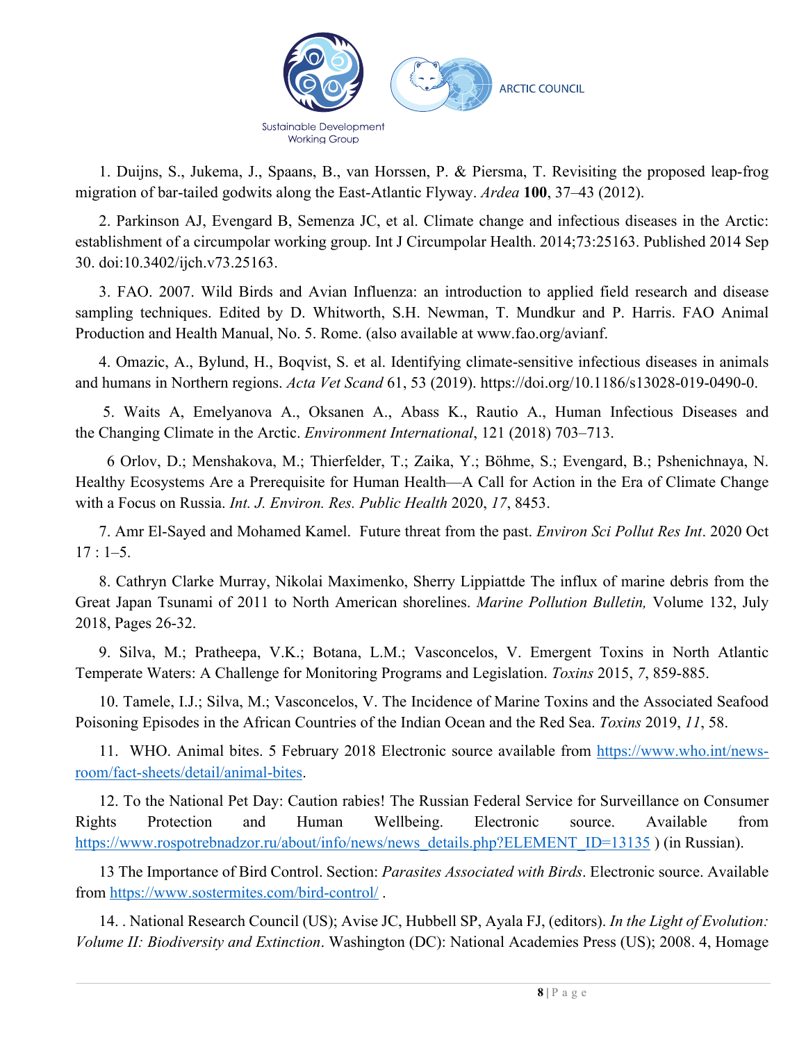1. Duijns, S., Jukema, J., Spaans, B., van Horssen, P. & Piersma, T. Revisiting the proposed leap-frog migration of bar-tailed godwits along the East-Atlantic Flyway. *Ardea* **100**, 37–43 (2012).

2. Parkinson AJ, Evengard B, Semenza JC, et al. Climate change and infectious diseases in the Arctic: establishment of a circumpolar working group. Int J Circumpolar Health. 2014;73:25163. Published 2014 Sep 30. doi:10.3402/ijch.v73.25163.

3. FAO. 2007. Wild Birds and Avian Influenza: an introduction to applied field research and disease sampling techniques. Edited by D. Whitworth, S.H. Newman, T. Mundkur and P. Harris. FAO Animal Production and Health Manual, No. 5. Rome. (also available at www.fao.org/avianf.

4. Omazic, A., Bylund, H., Boqvist, S. et al. Identifying climate-sensitive infectious diseases in animals and humans in Northern regions. *Acta Vet Scand* 61, 53 (2019). https://doi.org/10.1186/s13028-019-0490-0.

5. Waits A, Emelyanova A., Oksanen A., Abass K., Rautio A., Human Infectious Diseases and the Changing Climate in the Arctic. *Environment International*, 121 (2018) 703–713.

6 Orlov, D.; Menshakova, M.; Thierfelder, T.; Zaika, Y.; Böhme, S.; Evengard, B.; Pshenichnaya, N. Healthy Ecosystems Are a Prerequisite for Human Health—A Call for Action in the Era of Climate Change with a Focus on Russia. *Int. J. Environ. Res. Public Health* 2020, *17*, 8453.

7. Amr El-Sayed and Mohamed Kamel. Future threat from the past. *Environ Sci Pollut Res Int*. 2020 Oct 17 : 1–5.

8. Cathryn Clarke Murray, Nikolai Maximenko, Sherry Lippiattde The influx of marine debris from the Great Japan Tsunami of 2011 to North American shorelines. *Marine Pollution Bulletin,* Volume 132, July 2018, Pages 26-32.

9. Silva, M.; Pratheepa, V.K.; Botana, L.M.; Vasconcelos, V. Emergent Toxins in North Atlantic Temperate Waters: A Challenge for Monitoring Programs and Legislation. *Toxins* 2015, *7*, 859-885.

10. Tamele, I.J.; Silva, M.; Vasconcelos, V. The Incidence of Marine Toxins and the Associated Seafood Poisoning Episodes in the African Countries of the Indian Ocean and the Red Sea. *Toxins* 2019, *11*, 58.

11. WHO. Animal bites. 5 February 2018 Electronic source available from https://www.who.int/news-room/fact-sheets/detail/animal-bites.

12. To the National Pet Day: Caution rabies! The Russian Federal Service for Surveillance on Consumer Rights Protection and Human Wellbeing. Electronic source. Available from https://www.rospotrebnadzor.ru/about/info/news/news_details.php?ELEMENT_ID=13135 ) (in Russian).

13 The Importance of Bird Control. Section: *Parasites Associated with Birds*. Electronic source. Available from https://www.sostermites.com/bird-control/ .

14. . National Research Council (US); Avise JC, Hubbell SP, Ayala FJ, (editors). *In the Light of Evolution: Volume II: Biodiversity and Extinction*. Washington (DC): National Academies Press (US); 2008. 4, Homage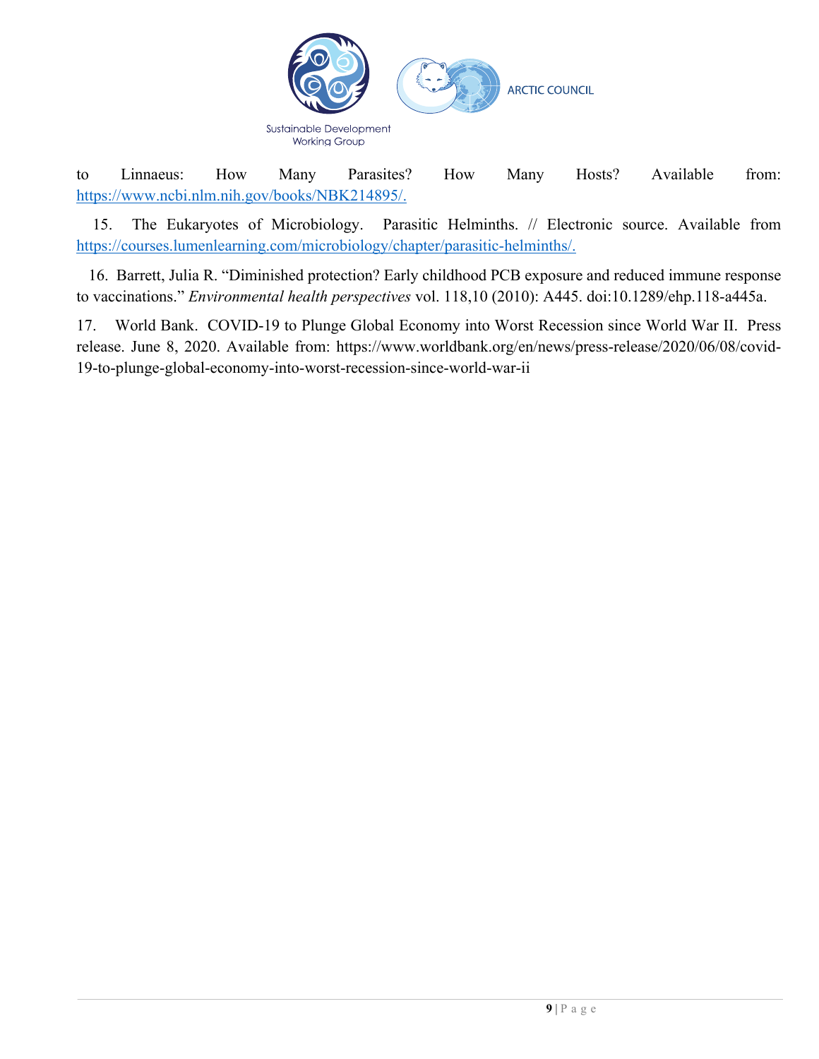to Linnaeus: How Many Parasites? How Many Hosts? Available from: https://www.ncbi.nlm.nih.gov/books/NBK214895/.

15. The Eukaryotes of Microbiology. Parasitic Helminths. // Electronic source. Available from https://courses.lumenlearning.com/microbiology/chapter/parasitic-helminths/.

16. Barrett, Julia R. “Diminished protection? Early childhood PCB exposure and reduced immune response to vaccinations.” *Environmental health perspectives* vol. 118,10 (2010): A445. doi:10.1289/ehp.118-a445a.

17. World Bank. COVID-19 to Plunge Global Economy into Worst Recession since World War II. Press release. June 8, 2020. Available from: https://www.worldbank.org/en/news/press-release/2020/06/08/covid-19-to-plunge-global-economy-into-worst-recession-since-world-war-ii